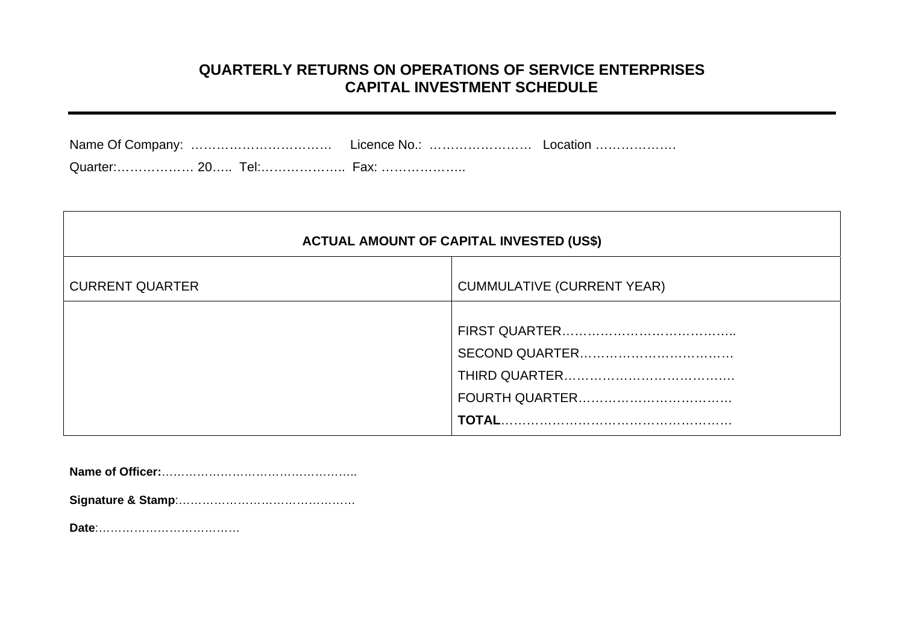# QUARTERLY RETURNS ON OPERATIONS OF SERVICE ENTERPRISES
## CAPITAL INVESTMENT SCHEDULE

---

Name Of Company: …………………………… Licence No.: …………………… Location ……………….

Quarter:……………… 20….. Tel:……………….. Fax: ………………..

| ACTUAL AMOUNT OF CAPITAL INVESTED (US$) | |
|---|---|
| CURRENT QUARTER | CUMMULATIVE (CURRENT YEAR) |
| | FIRST QUARTER…………………………………..<br>SECOND QUARTER………………………………<br>THIRD QUARTER………………………………….<br>FOURTH QUARTER………………………………<br>**TOTAL**……………………………………………… |

**Name of Officer:**…………………………………………..

**Signature & Stamp**:………………………………………

**Date**:………………………………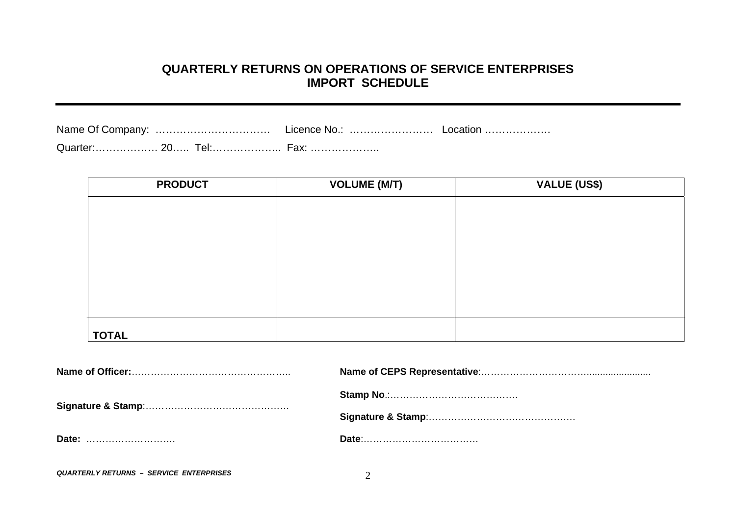# QUARTERLY RETURNS ON OPERATIONS OF SERVICE ENTERPRISES
## IMPORT SCHEDULE

---

Name Of Company: …………………………… Licence No.: …………………… Location ……………….

Quarter:……………… 20….. Tel:……………….. Fax: ………………..

| PRODUCT | VOLUME (M/T) | VALUE (US$) |
|---|---|---|
| | | |
| **TOTAL** | | |

**Name of Officer:**…………………………………………..

**Signature & Stamp**:………………………………………

**Date:** ……………………….

**Name of CEPS Representative**:……………………………….....................

**Stamp No**.:……………………………………

**Signature & Stamp**:……………………………………….

**Date**:………………………………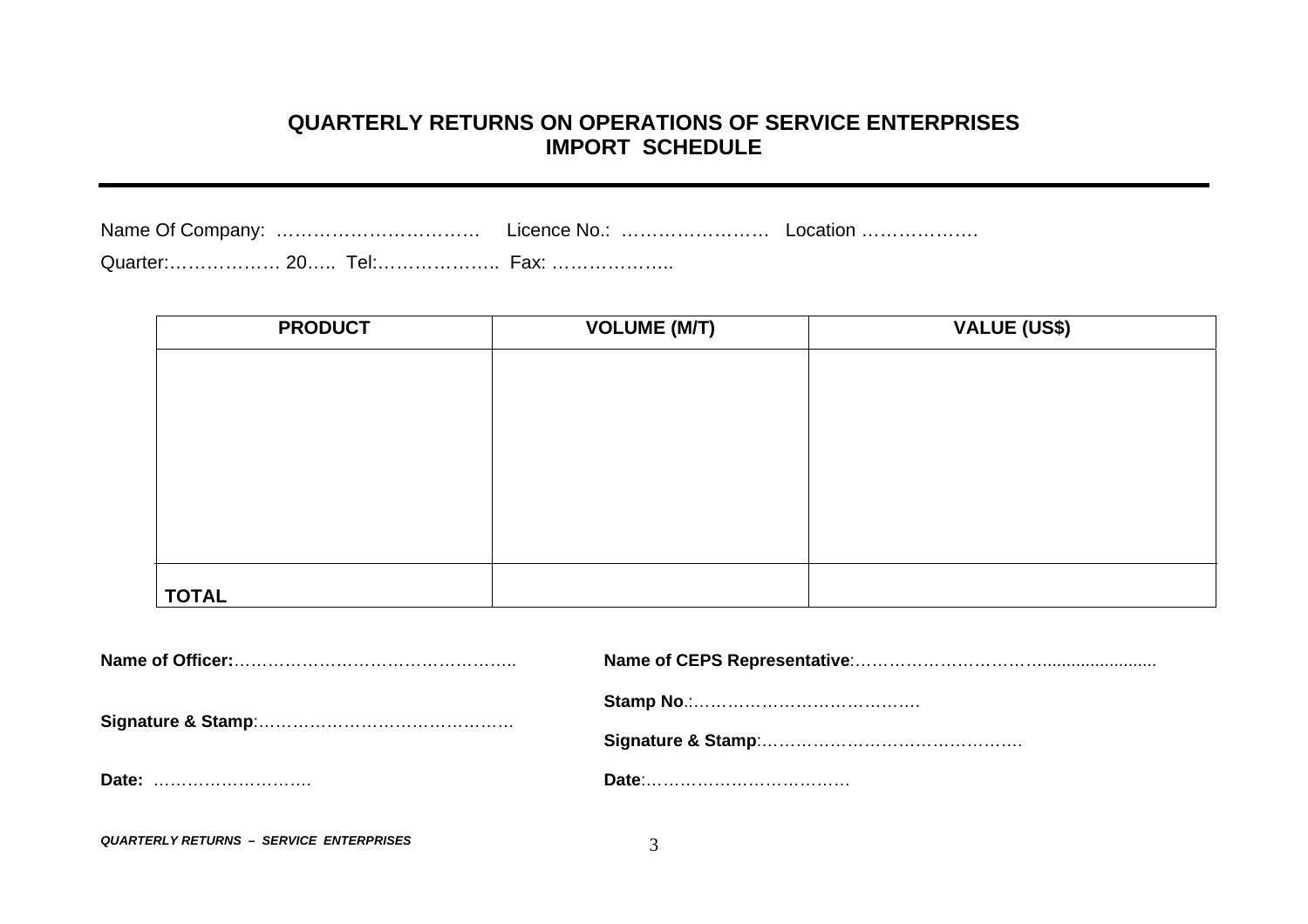# QUARTERLY RETURNS ON OPERATIONS OF SERVICE ENTERPRISES
## IMPORT SCHEDULE

---

Name Of Company: …………………………… Licence No.: …………………… Location ……………….

Quarter:……………… 20….. Tel:……………….. Fax: ………………..

| PRODUCT | VOLUME (M/T) | VALUE (US$) |
|---|---|---|
| | | |
| **TOTAL** | | |

**Name of Officer:**…………………………………………..

**Signature & Stamp**:………………………………………

**Date:** ……………………….

**Name of CEPS Representative**:……………………………….....................

**Stamp No**.:…………………………………….

**Signature & Stamp**:……………………………………….

**Date**:………………………………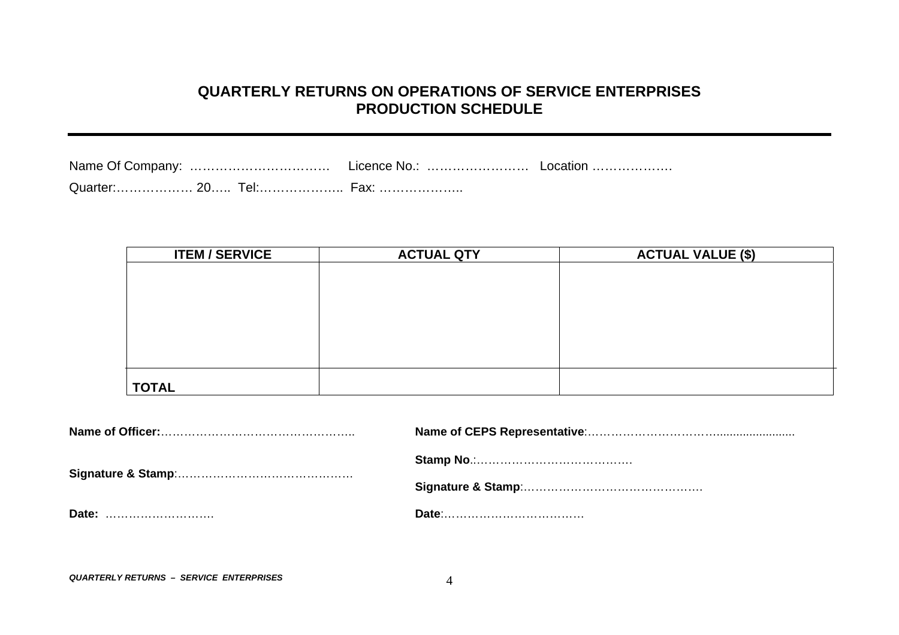# QUARTERLY RETURNS ON OPERATIONS OF SERVICE ENTERPRISES
## PRODUCTION SCHEDULE

---

Name Of Company: ……………………………  Licence No.: ……………………  Location ……………….

Quarter:……………… 20….. Tel:……………….. Fax: ………………..

| ITEM / SERVICE | ACTUAL QTY | ACTUAL VALUE ($) |
|---|---|---|
| | | |
| **TOTAL** | | |

**Name of Officer:**…………………………………………..

**Signature & Stamp**:………………………………………

**Date:** ……………………….

**Name of CEPS Representative**:……………………………….......................

**Stamp No**.:……………………………………

**Signature & Stamp**:……………………………………….

**Date**:………………………………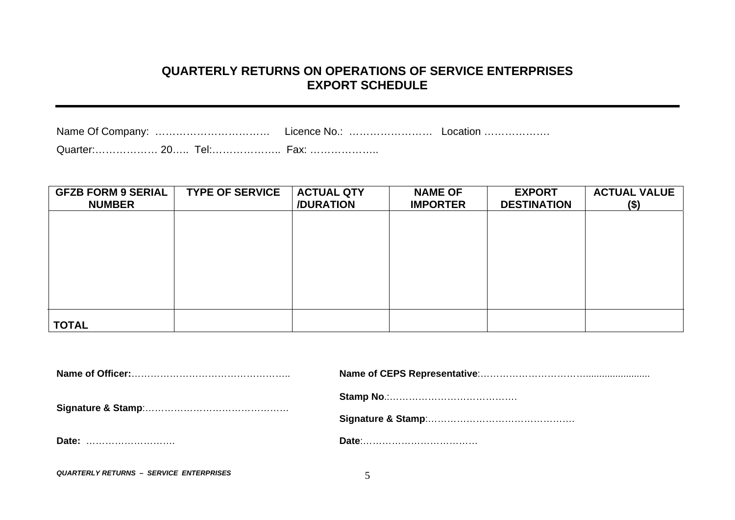# QUARTERLY RETURNS ON OPERATIONS OF SERVICE ENTERPRISES
## EXPORT SCHEDULE

---

Name Of Company: …………………………… Licence No.: …………………… Location ……………….

Quarter:……………… 20….. Tel:……………….. Fax: ………………..

| GFZB FORM 9 SERIAL NUMBER | TYPE OF SERVICE | ACTUAL QTY /DURATION | NAME OF IMPORTER | EXPORT DESTINATION | ACTUAL VALUE ($) |
|---|---|---|---|---|---|
| | | | | | |
| **TOTAL** | | | | | |

**Name of Officer:**……………………………………………..

**Signature & Stamp**:………………………………………

**Date:** ……………………….

**Name of CEPS Representative**:…………………………….......................

**Stamp No**.:……………………………………

**Signature & Stamp**:……………………………………….

**Date**:………………………………

***QUARTERLY RETURNS – SERVICE ENTERPRISES***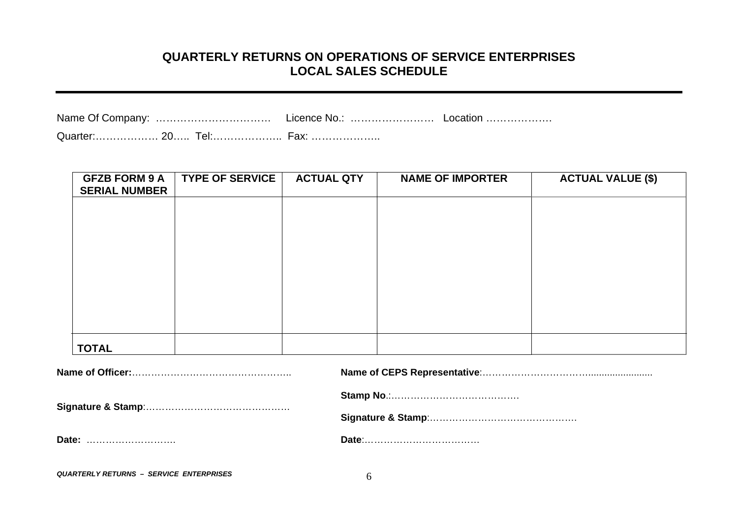## QUARTERLY RETURNS ON OPERATIONS OF SERVICE ENTERPRISES
## LOCAL SALES SCHEDULE

Name Of Company: …………………………… Licence No.: …………………… Location ……………….

Quarter:……………… 20….. Tel:……………….. Fax: ………………..

| GFZB FORM 9 A SERIAL NUMBER | TYPE OF SERVICE | ACTUAL QTY | NAME OF IMPORTER | ACTUAL VALUE ($) |
|---|---|---|---|---|
| | | | | |
| **TOTAL** | | | | |

**Name of Officer:**…………………………………………..

**Signature & Stamp**:………………………………………

**Date:** ……………………….

**Name of CEPS Representative**:…………………………………......................

**Stamp No**.:…………………………………….

**Signature & Stamp**:……………………………………….

**Date**:………………………………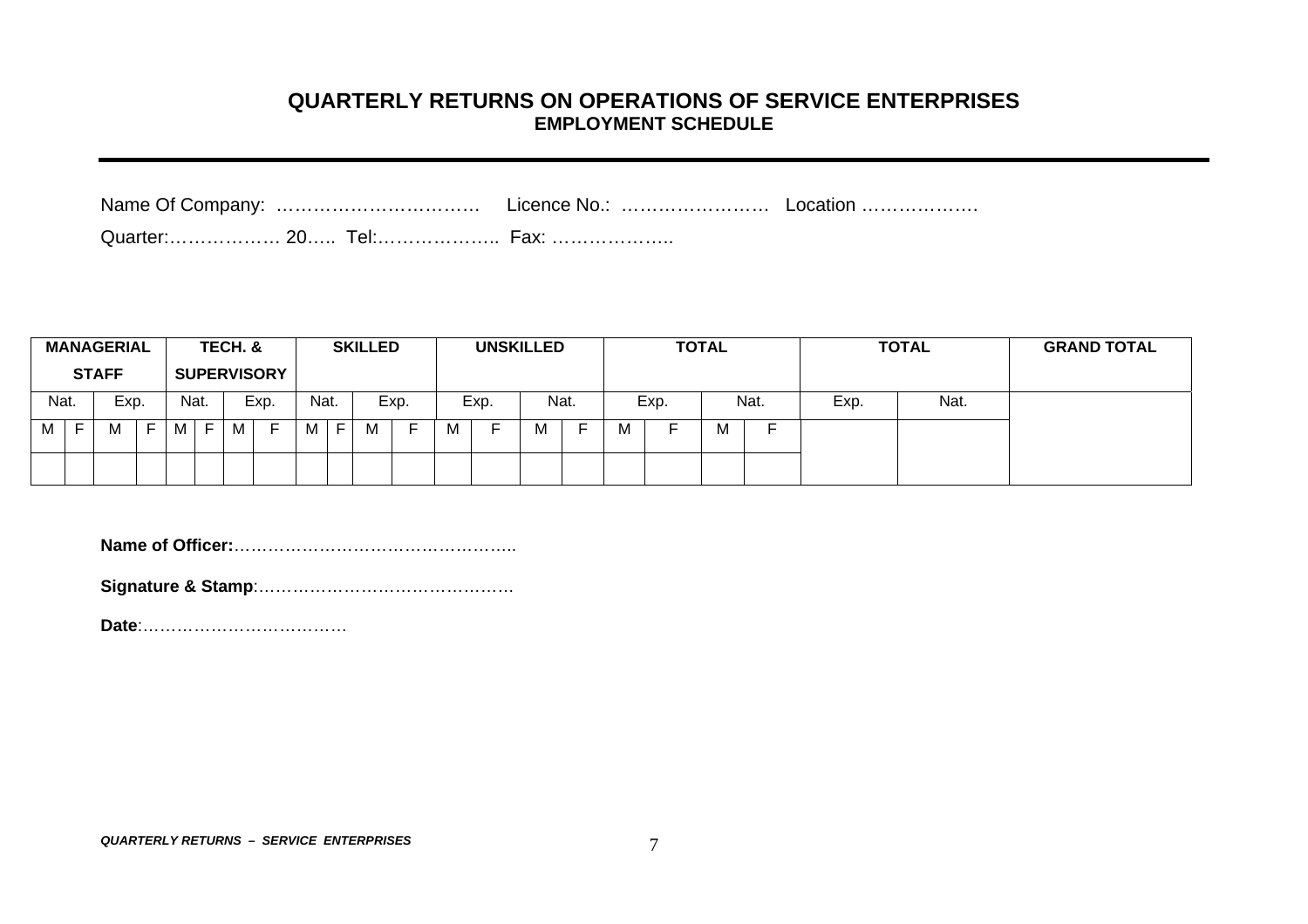## QUARTERLY RETURNS ON OPERATIONS OF SERVICE ENTERPRISES

### EMPLOYMENT SCHEDULE

---

Name Of Company: …………………………… Licence No.: …………………… Location ……………….

Quarter:……………… 20….. Tel:……………….. Fax: ………………..

| MANAGERIAL STAFF | | | | TECH. & SUPERVISORY | | | | SKILLED | | | | UNSKILLED | | | | TOTAL | | | | TOTAL | | GRAND TOTAL |
|---|---|---|---|---|---|---|---|---|---|---|---|---|---|---|---|---|---|---|---|---|---|---|
| Nat. | | Exp. | | Nat. | | Exp. | | Nat. | | Exp. | | Exp. | | Nat. | | Exp. | | Nat. | | Exp. | Nat. | |
| M | F | M | F | M | F | M | F | M | F | M | F | M | F | M | F | M | F | M | F | | | |
| | | | | | | | | | | | | | | | | | | | | | | |

**Name of Officer:**…………………………………………..

**Signature & Stamp**:…………………………………….

**Date**:………………………………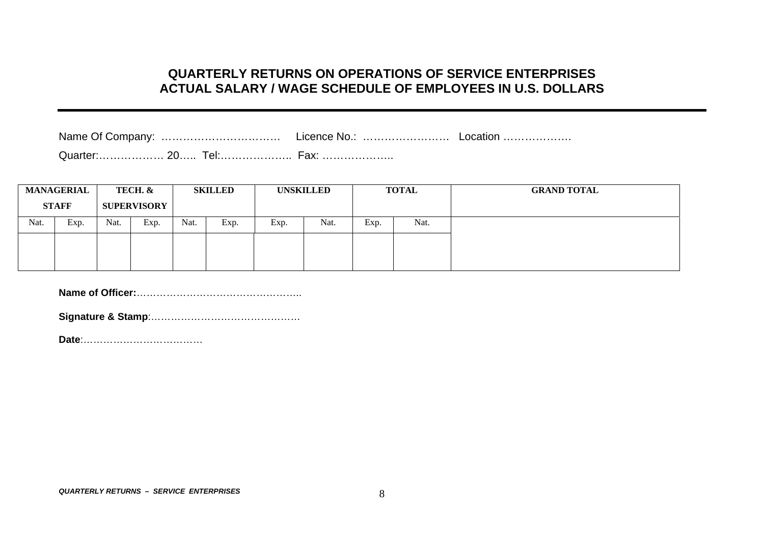## QUARTERLY RETURNS ON OPERATIONS OF SERVICE ENTERPRISES
## ACTUAL SALARY / WAGE SCHEDULE OF EMPLOYEES IN U.S. DOLLARS

Name Of Company: …………………………… Licence No.: …………………… Location ……………….

Quarter:……………… 20….. Tel:……………….. Fax: ………………..

| MANAGERIAL STAFF | | TECH. & SUPERVISORY | | SKILLED | | UNSKILLED | | TOTAL | | GRAND TOTAL |
|---|---|---|---|---|---|---|---|---|---|---|
| Nat. | Exp. | Nat. | Exp. | Nat. | Exp. | Exp. | Nat. | Exp. | Nat. | |
| | | | | | | | | | | |

**Name of Officer:**…………………………………………..

**Signature & Stamp**:………………………………………

**Date**:………………………………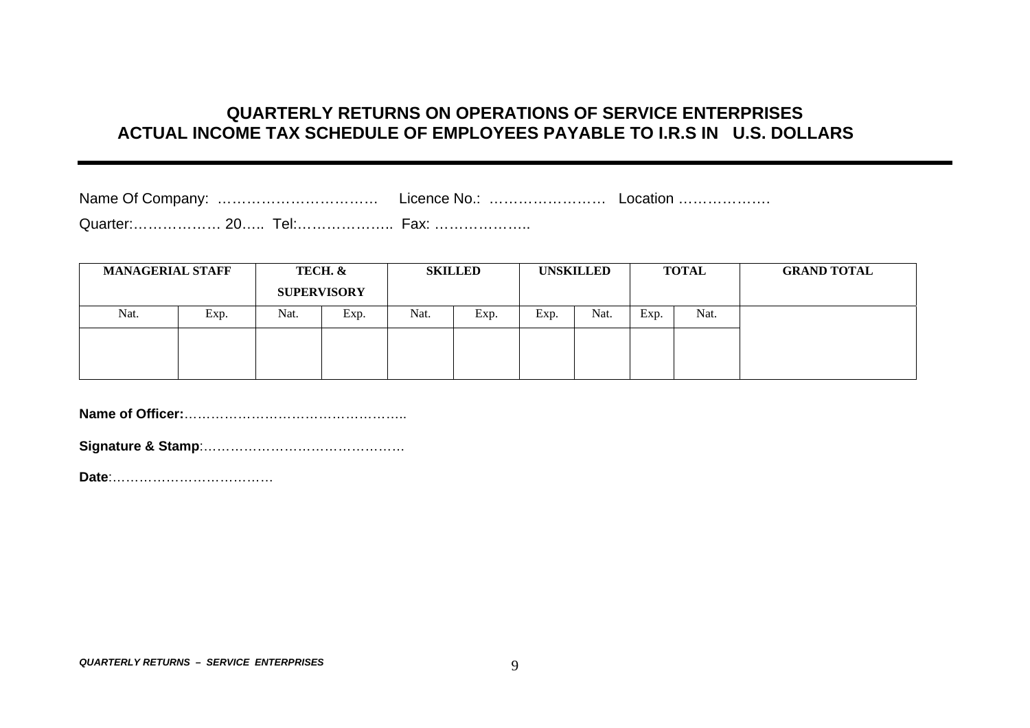## QUARTERLY RETURNS ON OPERATIONS OF SERVICE ENTERPRISES
## ACTUAL INCOME TAX SCHEDULE OF EMPLOYEES PAYABLE TO I.R.S IN U.S. DOLLARS

Name Of Company: …………………………… Licence No.: …………………… Location ……………….

Quarter:……………… 20….. Tel:……………….. Fax: ………………..

| MANAGERIAL STAFF | | TECH. & SUPERVISORY | | SKILLED | | UNSKILLED | | TOTAL | | GRAND TOTAL |
|---|---|---|---|---|---|---|---|---|---|---|
| Nat. | Exp. | Nat. | Exp. | Nat. | Exp. | Exp. | Nat. | Exp. | Nat. | |
| | | | | | | | | | | |

**Name of Officer:**…………………………………………..

**Signature & Stamp**:………………………………………

**Date**:………………………………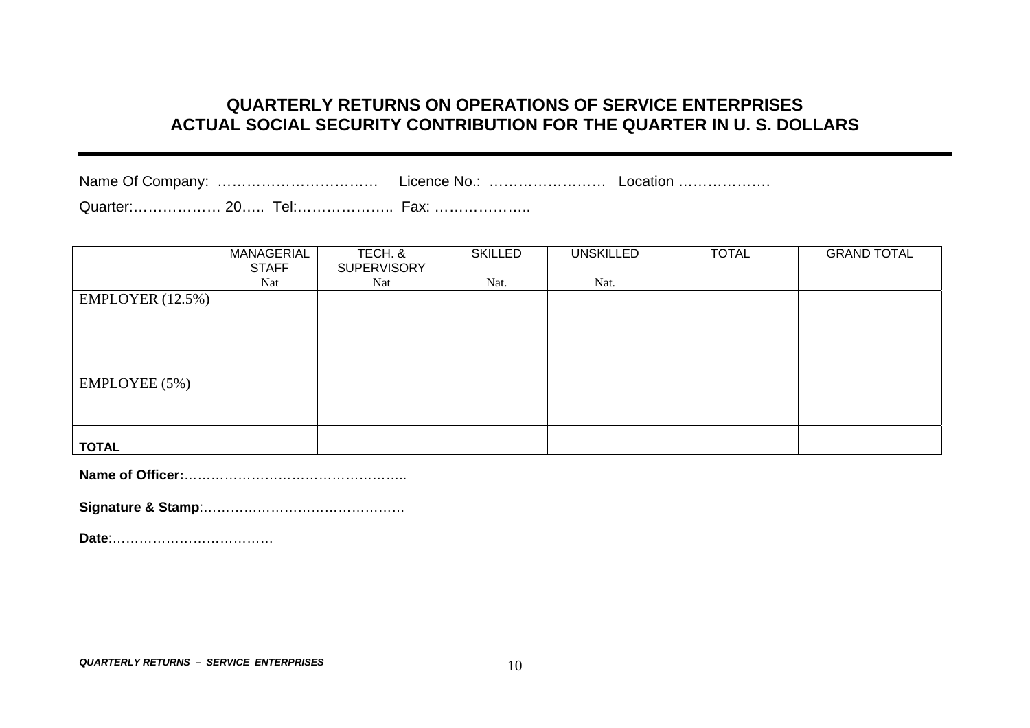## QUARTERLY RETURNS ON OPERATIONS OF SERVICE ENTERPRISES
## ACTUAL SOCIAL SECURITY CONTRIBUTION FOR THE QUARTER IN U. S. DOLLARS

---

Name Of Company: …………………………… Licence No.: …………………… Location ……………….

Quarter:……………… 20….. Tel:……………….. Fax: ………………..

| | MANAGERIAL STAFF | TECH. & SUPERVISORY | SKILLED | UNSKILLED | TOTAL | GRAND TOTAL |
|---|---|---|---|---|---|---|
| | Nat | Nat | Nat. | Nat. | | |
| EMPLOYER (12.5%) | | | | | | |
| EMPLOYEE (5%) | | | | | | |
| **TOTAL** | | | | | | |

**Name of Officer:**…………………………………………..

**Signature & Stamp**:……………………………………….

**Date**:………………………………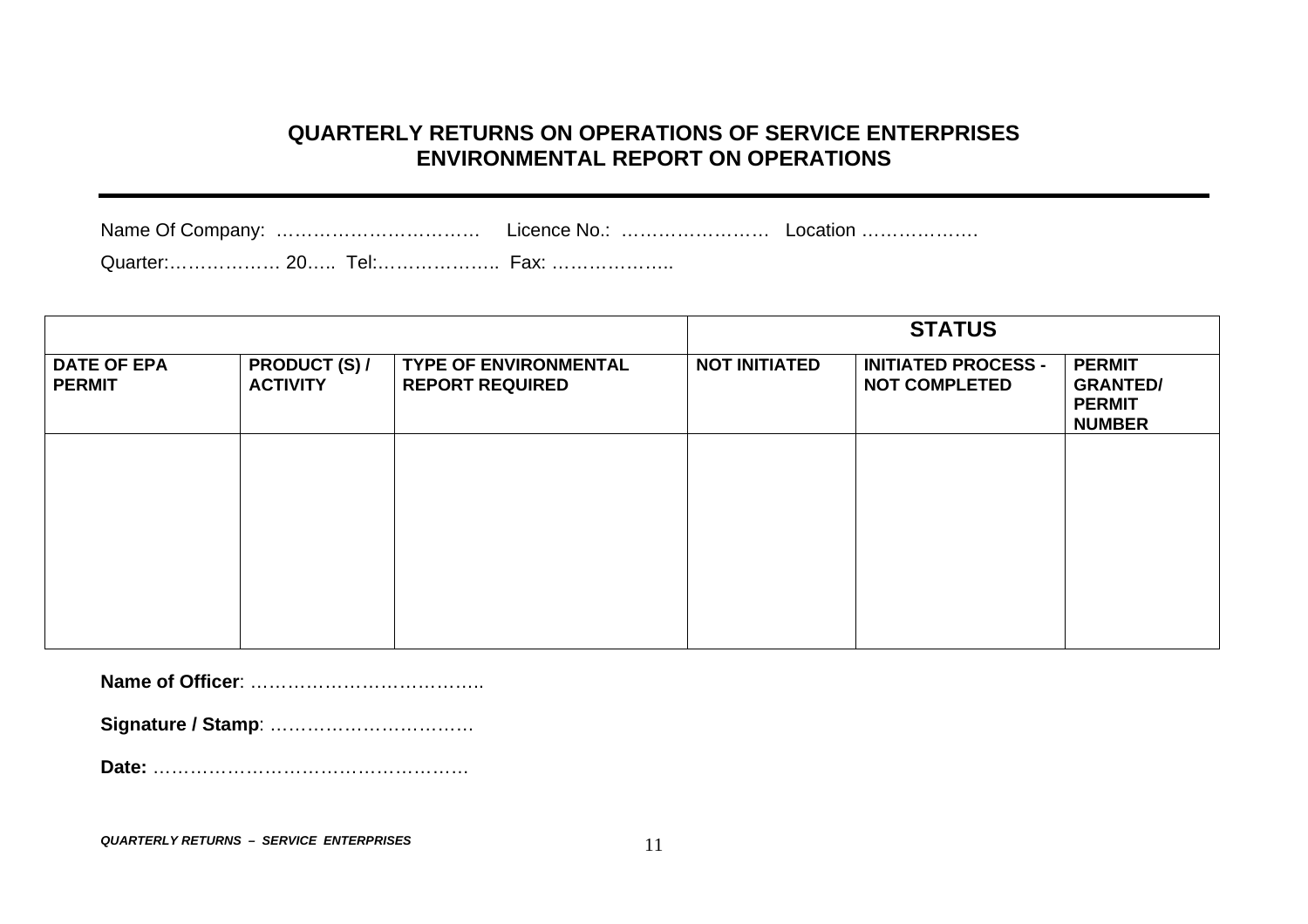## QUARTERLY RETURNS ON OPERATIONS OF SERVICE ENTERPRISES
## ENVIRONMENTAL REPORT ON OPERATIONS

---

Name Of Company: ……………………………  Licence No.: ……………………  Location ……………….

Quarter:……………… 20….. Tel:……………….. Fax: ………………..

| | | | **STATUS** | | |
|---|---|---|---|---|---|
| **DATE OF EPA PERMIT** | **PRODUCT (S) / ACTIVITY** | **TYPE OF ENVIRONMENTAL REPORT REQUIRED** | **NOT INITIATED** | **INITIATED PROCESS - NOT COMPLETED** | **PERMIT GRANTED/ PERMIT NUMBER** |
| | | | | | |

**Name of Officer**: ………………………………..

**Signature / Stamp**: ……………………………

**Date:** ……………………………………………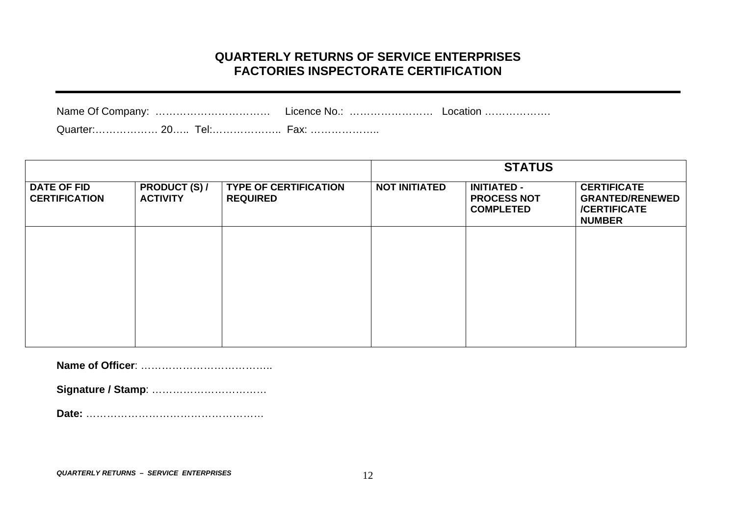## QUARTERLY RETURNS OF SERVICE ENTERPRISES
## FACTORIES INSPECTORATE CERTIFICATION

---

Name Of Company: …………………………… Licence No.: …………………… Location ……………….

Quarter:……………… 20….. Tel:……………….. Fax: ………………..

| | | | STATUS | | |
|---|---|---|---|---|---|
| **DATE OF FID CERTIFICATION** | **PRODUCT (S) / ACTIVITY** | **TYPE OF CERTIFICATION REQUIRED** | **NOT INITIATED** | **INITIATED - PROCESS NOT COMPLETED** | **CERTIFICATE GRANTED/RENEWED /CERTIFICATE NUMBER** |
| | | | | | |

**Name of Officer**: ………………………………..

**Signature / Stamp**: ……………………………

**Date:** ……………………………………………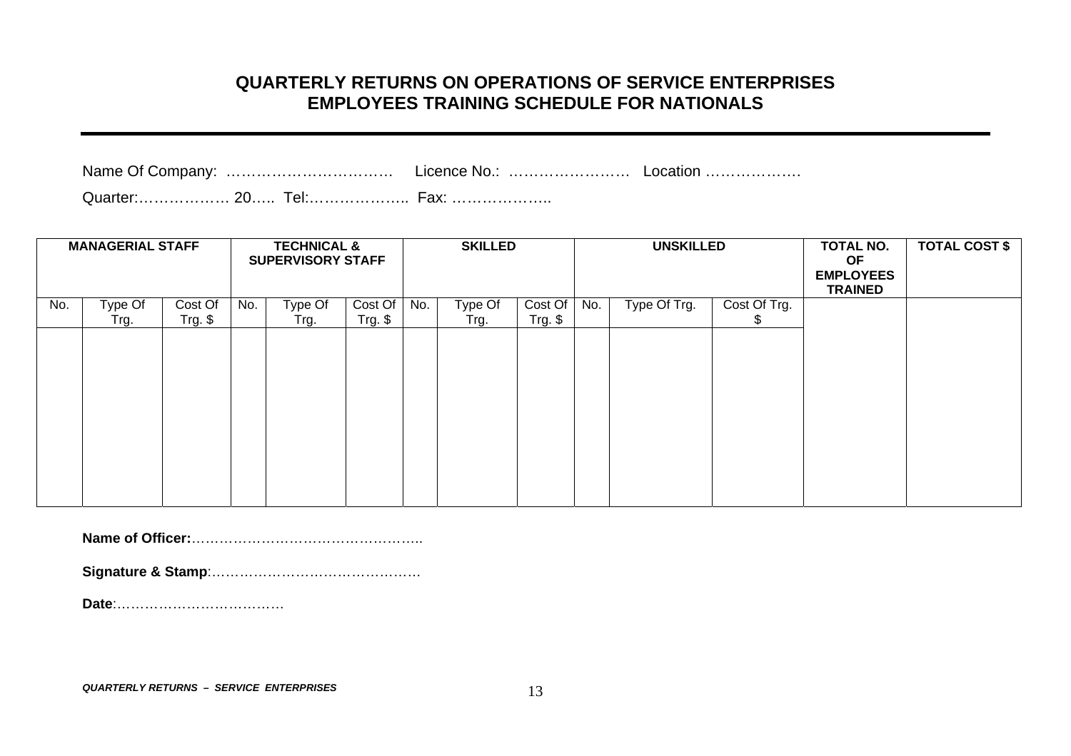# QUARTERLY RETURNS ON OPERATIONS OF SERVICE ENTERPRISES
# EMPLOYEES TRAINING SCHEDULE FOR NATIONALS

---

Name Of Company: …………………………… Licence No.: …………………… Location ……………….

Quarter:……………… 20….. Tel:……………….. Fax: ………………..

| **MANAGERIAL STAFF** | | | **TECHNICAL & SUPERVISORY STAFF** | | | **SKILLED** | | | **UNSKILLED** | | | **TOTAL NO. OF EMPLOYEES TRAINED** | **TOTAL COST $** |
|---|---|---|---|---|---|---|---|---|---|---|---|---|---|
| No. | Type Of Trg. | Cost Of Trg. $ | No. | Type Of Trg. | Cost Of Trg. $ | No. | Type Of Trg. | Cost Of Trg. $ | No. | Type Of Trg. | Cost Of Trg. $ | | |
| | | | | | | | | | | | | | |

**Name of Officer:**…………………………………………..

**Signature & Stamp**:……………………………………….

**Date**:………………………………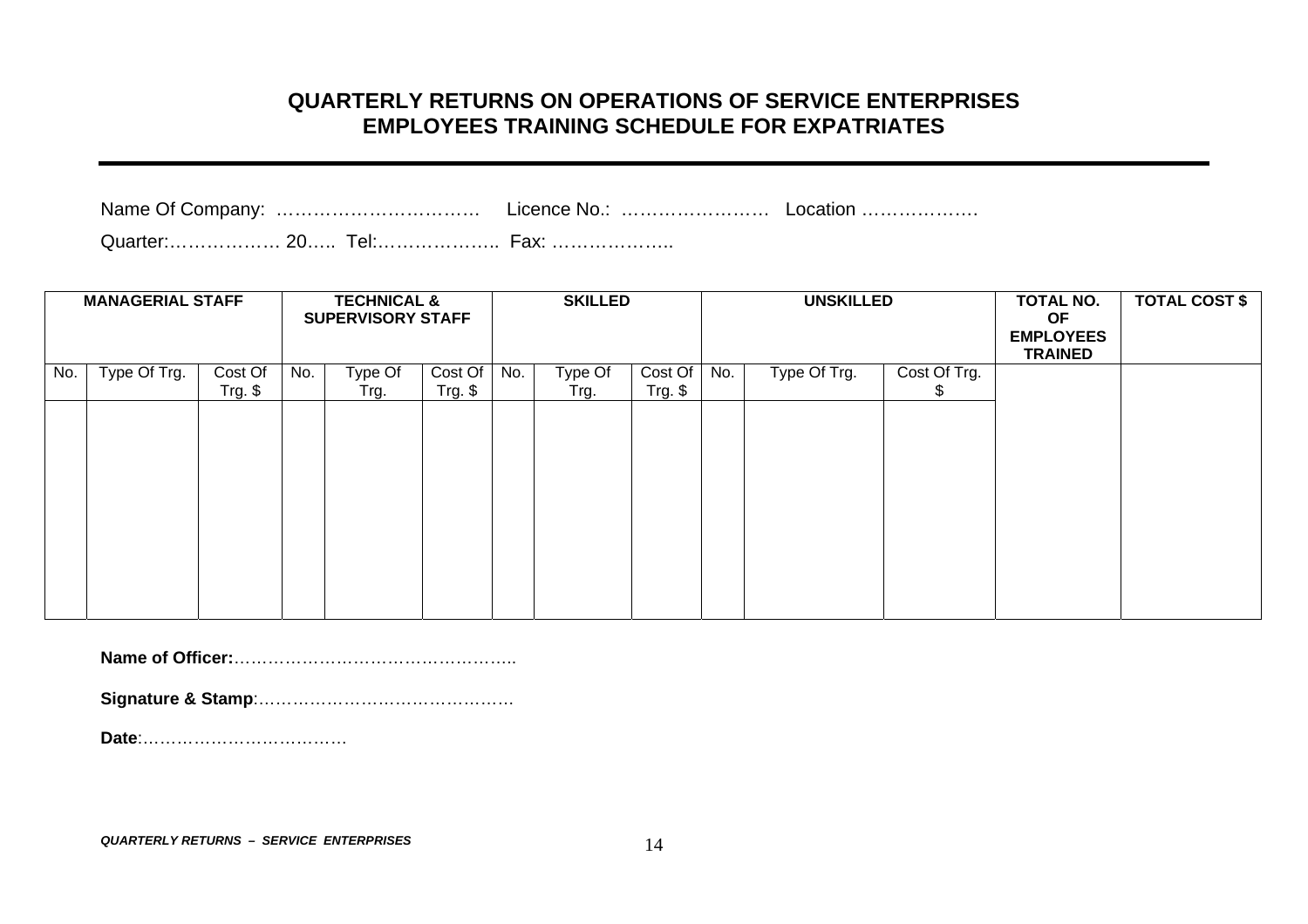# QUARTERLY RETURNS ON OPERATIONS OF SERVICE ENTERPRISES
# EMPLOYEES TRAINING SCHEDULE FOR EXPATRIATES

---

Name Of Company: …………………………… Licence No.: …………………… Location ……………….

Quarter:……………… 20….. Tel:……………….. Fax: ………………..

| **MANAGERIAL STAFF** | | | **TECHNICAL & SUPERVISORY STAFF** | | | **SKILLED** | | | **UNSKILLED** | | | **TOTAL NO. OF EMPLOYEES TRAINED** | **TOTAL COST $** |
|---|---|---|---|---|---|---|---|---|---|---|---|---|---|
| No. | Type Of Trg. | Cost Of Trg. $ | No. | Type Of Trg. | Cost Of Trg. $ | No. | Type Of Trg. | Cost Of Trg. $ | No. | Type Of Trg. | Cost Of Trg. $ | | |
| | | | | | | | | | | | | | |

**Name of Officer:**…………………………………………..

**Signature & Stamp**:………………………………………

**Date**:………………………………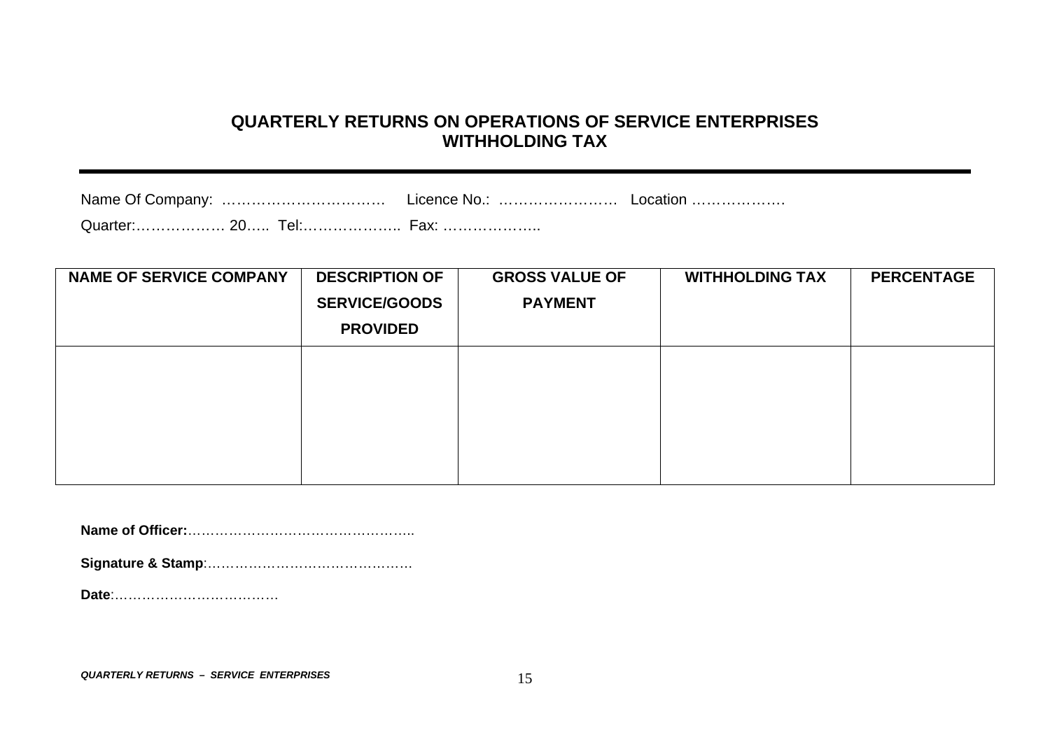## QUARTERLY RETURNS ON OPERATIONS OF SERVICE ENTERPRISES
## WITHHOLDING TAX

---

Name Of Company: …………………………… Licence No.: …………………… Location ……………….

Quarter:……………… 20….. Tel:……………….. Fax: ………………..

| NAME OF SERVICE COMPANY | DESCRIPTION OF SERVICE/GOODS PROVIDED | GROSS VALUE OF PAYMENT | WITHHOLDING TAX | PERCENTAGE |
|---|---|---|---|---|
| | | | | |

**Name of Officer:**…………………………………………..

**Signature & Stamp**:………………………………………

**Date**:………………………………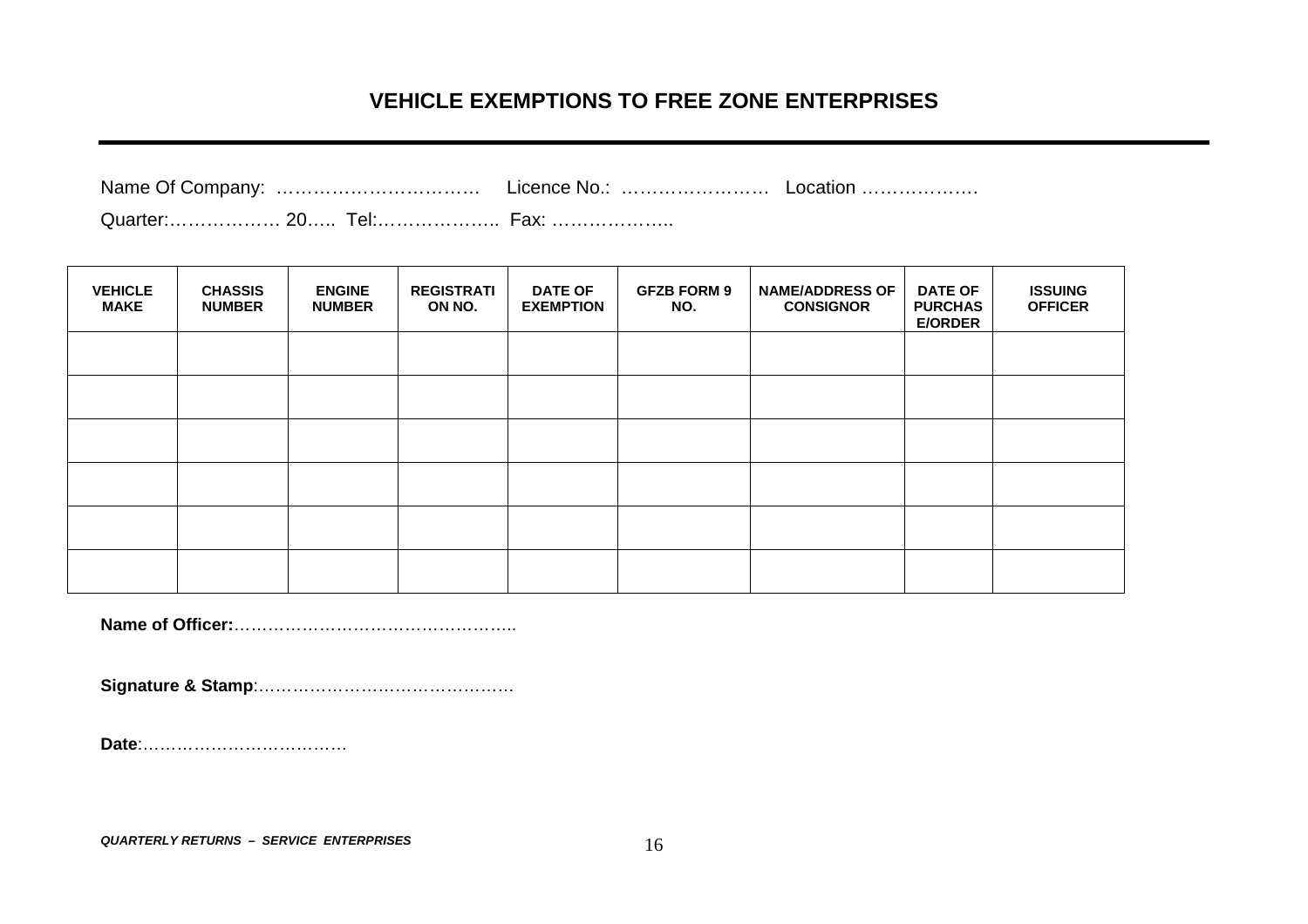# VEHICLE EXEMPTIONS TO FREE ZONE ENTERPRISES

---

Name Of Company: …………………………… Licence No.: …………………… Location ……………….

Quarter:……………… 20….. Tel:……………….. Fax: ………………..

| VEHICLE MAKE | CHASSIS NUMBER | ENGINE NUMBER | REGISTRATION NO. | DATE OF EXEMPTION | GFZB FORM 9 NO. | NAME/ADDRESS OF CONSIGNOR | DATE OF PURCHASE/ORDER | ISSUING OFFICER |
|---|---|---|---|---|---|---|---|---|
| | | | | | | | | |
| | | | | | | | | |
| | | | | | | | | |
| | | | | | | | | |
| | | | | | | | | |
| | | | | | | | | |

**Name of Officer:**…………………………………………..

**Signature & Stamp**:………………………………………

**Date**:………………………………

***QUARTERLY RETURNS – SERVICE ENTERPRISES***